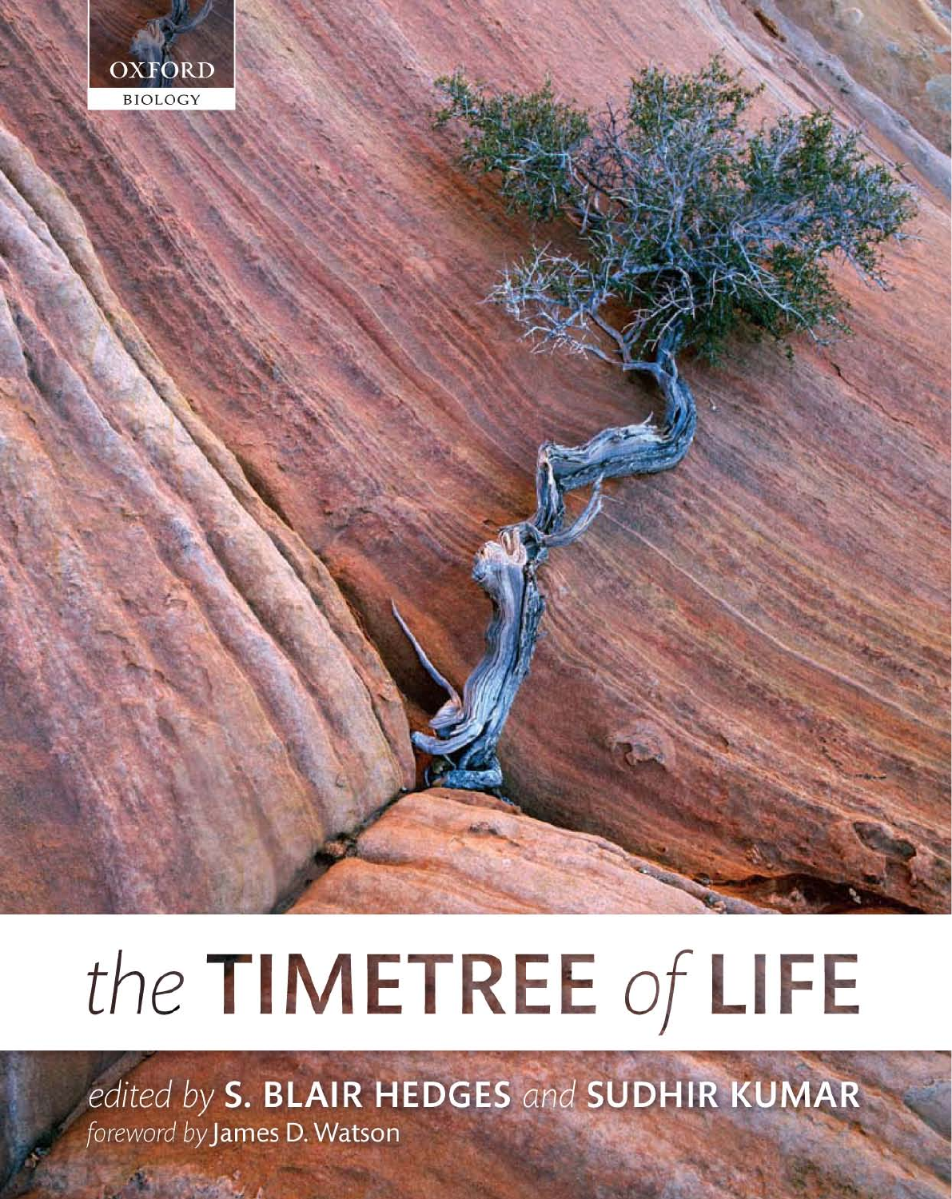OXFORD

BIOLOGY

# the TIMETREE of LIFE

*edited by* **S. BLAIR HEDGES** *and* **SUDHIR KUMAR**

*foreword by* James D. Watson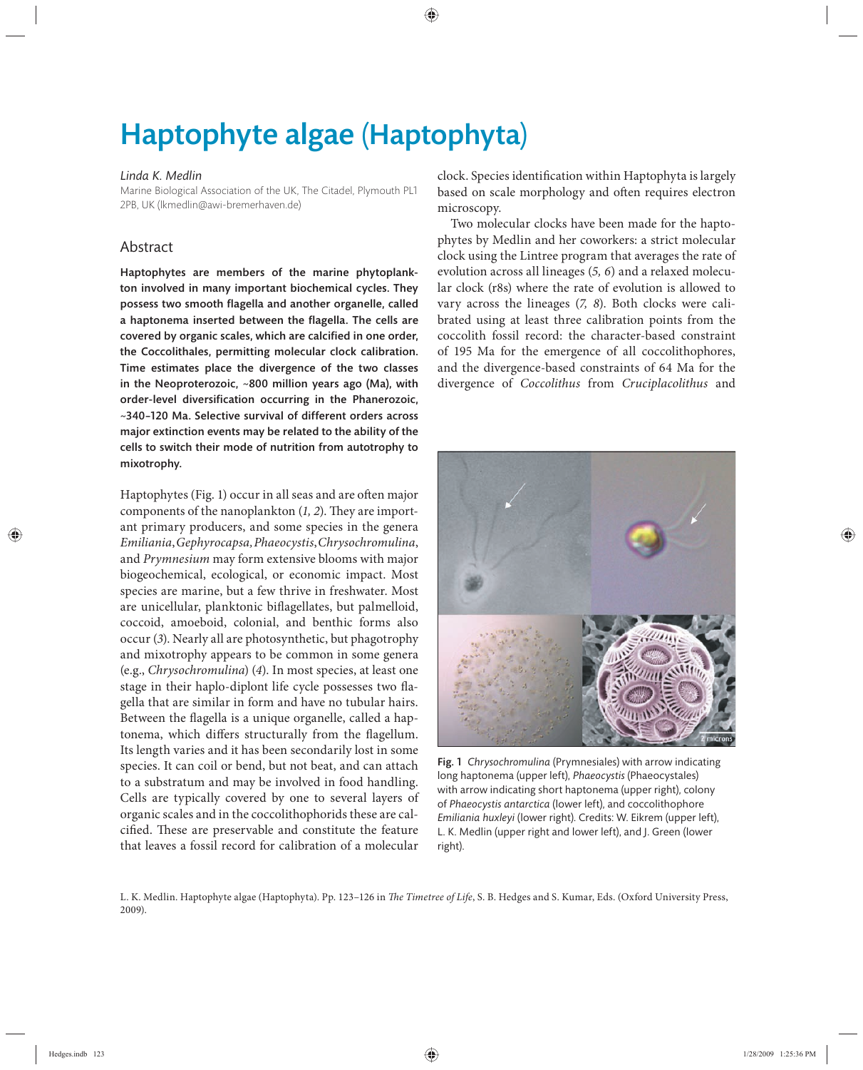# Haptophyte algae (Haptophyta)

*Linda K. Medlin*

Marine Biological Association of the UK, The Citadel, Plymouth PL1 2PB, UK (lkmedlin@awi-bremerhaven.de)

## Abstract

**Haptophytes are members of the marine phytoplankton involved in many important biochemical cycles. They possess two smooth flagella and another organelle, called a haptonema inserted between the flagella. The cells are covered by organic scales, which are calcified in one order, the Coccolithales, permitting molecular clock calibration. Time estimates place the divergence of the two classes in the Neoproterozoic, ~800 million years ago (Ma), with order-level diversification occurring in the Phanerozoic, ~340–120 Ma. Selective survival of different orders across major extinction events may be related to the ability of the cells to switch their mode of nutrition from autotrophy to mixotrophy.**

Haptophytes (Fig. 1) occur in all seas and are often major components of the nanoplankton (*1, 2*). They are important primary producers, and some species in the genera *Emiliania*, *Gephyrocapsa*, *Phaeocystis*, *Chrysochromulina*, and *Prymnesium* may form extensive blooms with major biogeochemical, ecological, or economic impact. Most species are marine, but a few thrive in freshwater. Most are unicellular, planktonic biflagellates, but palmelloid, coccoid, amoeboid, colonial, and benthic forms also occur (*3*). Nearly all are photosynthetic, but phagotrophy and mixotrophy appears to be common in some genera (e.g., *Chrysochromulina*) (*4*). In most species, at least one stage in their haplo-diplont life cycle possesses two flagella that are similar in form and have no tubular hairs. Between the flagella is a unique organelle, called a haptonema, which differs structurally from the flagellum. Its length varies and it has been secondarily lost in some species. It can coil or bend, but not beat, and can attach to a substratum and may be involved in food handling. Cells are typically covered by one to several layers of organic scales and in the coccolithophorids these are calcified. These are preservable and constitute the feature that leaves a fossil record for calibration of a molecular clock. Species identification within Haptophyta is largely based on scale morphology and often requires electron microscopy.

Two molecular clocks have been made for the haptophytes by Medlin and her coworkers: a strict molecular clock using the Lintree program that averages the rate of evolution across all lineages (*5, 6*) and a relaxed molecular clock (r8s) where the rate of evolution is allowed to vary across the lineages (*7, 8*). Both clocks were calibrated using at least three calibration points from the coccolith fossil record: the character-based constraint of 195 Ma for the emergence of all coccolithophores, and the divergence-based constraints of 64 Ma for the divergence of *Coccolithus* from *Cruciplacolithus* and

Fig. 1 *Chrysochromulina* (Prymnesiales) with arrow indicating long haptonema (upper left), *Phaeocystis* (Phaeocystales) with arrow indicating short haptonema (upper right), colony of *Phaeocystis antarctica* (lower left), and coccolithophore *Emiliania huxleyi* (lower right). Credits: W. Eikrem (upper left), L. K. Medlin (upper right and lower left), and J. Green (lower right).

L. K. Medlin. Haptophyte algae (Haptophyta). Pp. 123–126 in *The Timetree of Life*, S. B. Hedges and S. Kumar, Eds. (Oxford University Press, 2009).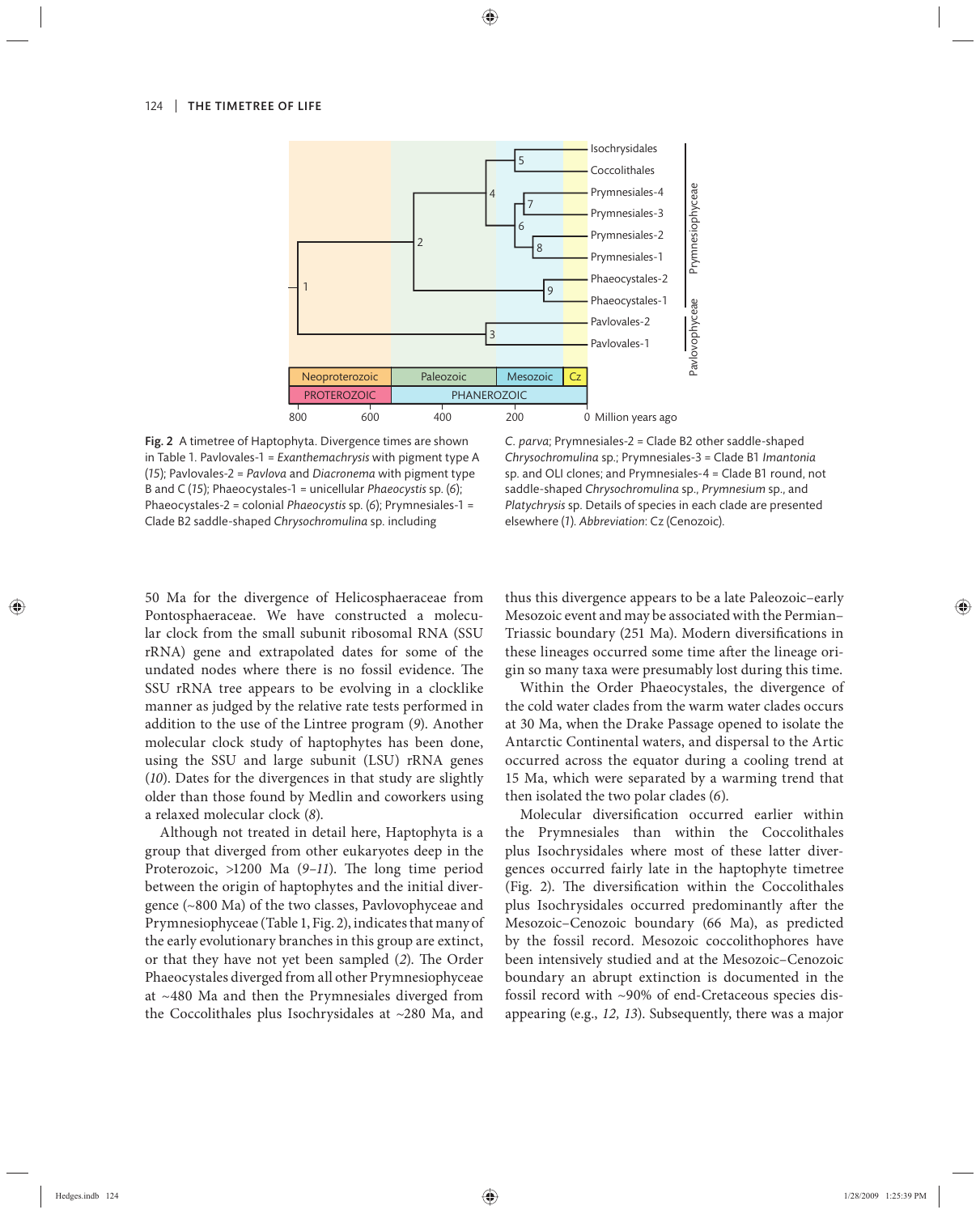Fig. 2 A timetree of Haptophyta. Divergence times are shown in Table 1. Pavlovales-1 = *Exanthemachrysis* with pigment type A (*15*); Pavlovales-2 = *Pavlova* and *Diacronema* with pigment type B and C (*15*); Phaeocystales-1 = unicellular *Phaeocystis* sp. (*6*); Phaeocystales-2 = colonial *Phaeocystis* sp. (*6*); Prymnesiales-1 = Clade B2 saddle-shaped *Chrysochromulina* sp. including *C. parva*; Prymnesiales-2 = Clade B2 other saddle-shaped *Chrysochromulina* sp.; Prymnesiales-3 = Clade B1 *Imantonia* sp. and OLI clones; and Prymnesiales-4 = Clade B1 round, not saddle-shaped *Chrysochromulina* sp., *Prymnesium* sp., and *Platychrysis* sp. Details of species in each clade are presented elsewhere (*1*). *Abbreviation*: Cz (Cenozoic).

50 Ma for the divergence of Helicosphaeraceae from Pontosphaeraceae. We have constructed a molecular clock from the small subunit ribosomal RNA (SSU rRNA) gene and extrapolated dates for some of the undated nodes where there is no fossil evidence. The SSU rRNA tree appears to be evolving in a clocklike manner as judged by the relative rate tests performed in addition to the use of the Lintree program (*9*). Another molecular clock study of haptophytes has been done, using the SSU and large subunit (LSU) rRNA genes (*10*). Dates for the divergences in that study are slightly older than those found by Medlin and coworkers using a relaxed molecular clock (*8*).

Although not treated in detail here, Haptophyta is a group that diverged from other eukaryotes deep in the Proterozoic, >1200 Ma (*9–11*). The long time period between the origin of haptophytes and the initial divergence (~800 Ma) of the two classes, Pavlovophyceae and Prymnesiophyceae (Table 1, Fig. 2), indicates that many of the early evolutionary branches in this group are extinct, or that they have not yet been sampled (*2*). The Order Phaeocystales diverged from all other Prymnesiophyceae at ~480 Ma and then the Prymnesiales diverged from the Coccolithales plus Isochrysidales at ~280 Ma, and thus this divergence appears to be a late Paleozoic–early Mesozoic event and may be associated with the Permian–Triassic boundary (251 Ma). Modern diversifications in these lineages occurred some time after the lineage origin so many taxa were presumably lost during this time.

Within the Order Phaeocystales, the divergence of the cold water clades from the warm water clades occurs at 30 Ma, when the Drake Passage opened to isolate the Antarctic Continental waters, and dispersal to the Artic occurred across the equator during a cooling trend at 15 Ma, which were separated by a warming trend that then isolated the two polar clades (*6*).

Molecular diversification occurred earlier within the Prymnesiales than within the Coccolithales plus Isochrysidales where most of these latter divergences occurred fairly late in the haptophyte timetree (Fig. 2). The diversification within the Coccolithales plus Isochrysidales occurred predominantly after the Mesozoic–Cenozoic boundary (66 Ma), as predicted by the fossil record. Mesozoic coccolithophores have been intensively studied and at the Mesozoic–Cenozoic boundary an abrupt extinction is documented in the fossil record with ~90% of end-Cretaceous species disappearing (e.g., *12, 13*). Subsequently, there was a major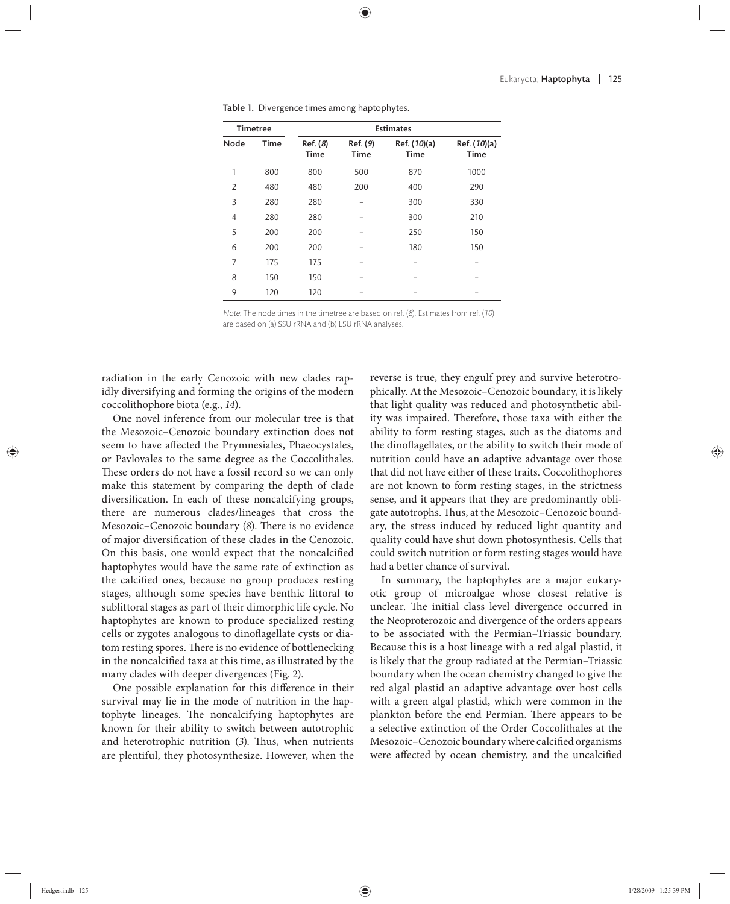**Table 1.** Divergence times among haptophytes.

| Timetree | | Estimates | | | |
|---|---|---|---|---|---|
| Node | Time | Ref. (*8*) Time | Ref. (*9*) Time | Ref. (*10*)(a) Time | Ref. (*10*)(a) Time |
| 1 | 800 | 800 | 500 | 870 | 1000 |
| 2 | 480 | 480 | 200 | 400 | 290 |
| 3 | 280 | 280 | – | 300 | 330 |
| 4 | 280 | 280 | – | 300 | 210 |
| 5 | 200 | 200 | – | 250 | 150 |
| 6 | 200 | 200 | – | 180 | 150 |
| 7 | 175 | 175 | – | – | – |
| 8 | 150 | 150 | – | – | – |
| 9 | 120 | 120 | – | – | – |

*Note*: The node times in the timetree are based on ref. (*8*). Estimates from ref. (*10*) are based on (a) SSU rRNA and (b) LSU rRNA analyses.

radiation in the early Cenozoic with new clades rapidly diversifying and forming the origins of the modern coccolithophore biota (e.g., *14*).

One novel inference from our molecular tree is that the Mesozoic–Cenozoic boundary extinction does not seem to have affected the Prymnesiales, Phaeocystales, or Pavlovales to the same degree as the Coccolithales. These orders do not have a fossil record so we can only make this statement by comparing the depth of clade diversification. In each of these noncalcifying groups, there are numerous clades/lineages that cross the Mesozoic–Cenozoic boundary (*8*). There is no evidence of major diversification of these clades in the Cenozoic. On this basis, one would expect that the noncalcified haptophytes would have the same rate of extinction as the calcified ones, because no group produces resting stages, although some species have benthic littoral to sublittoral stages as part of their dimorphic life cycle. No haptophytes are known to produce specialized resting cells or zygotes analogous to dinoflagellate cysts or diatom resting spores. There is no evidence of bottlenecking in the noncalcified taxa at this time, as illustrated by the many clades with deeper divergences (Fig. 2).

One possible explanation for this difference in their survival may lie in the mode of nutrition in the haptophyte lineages. The noncalcifying haptophytes are known for their ability to switch between autotrophic and heterotrophic nutrition (*3*). Thus, when nutrients are plentiful, they photosynthesize. However, when the reverse is true, they engulf prey and survive heterotrophically. At the Mesozoic–Cenozoic boundary, it is likely that light quality was reduced and photosynthetic ability was impaired. Therefore, those taxa with either the ability to form resting stages, such as the diatoms and the dinoflagellates, or the ability to switch their mode of nutrition could have an adaptive advantage over those that did not have either of these traits. Coccolithophores are not known to form resting stages, in the strictness sense, and it appears that they are predominantly obligate autotrophs. Thus, at the Mesozoic–Cenozoic boundary, the stress induced by reduced light quantity and quality could have shut down photosynthesis. Cells that could switch nutrition or form resting stages would have had a better chance of survival.

In summary, the haptophytes are a major eukaryotic group of microalgae whose closest relative is unclear. The initial class level divergence occurred in the Neoproterozoic and divergence of the orders appears to be associated with the Permian–Triassic boundary. Because this is a host lineage with a red algal plastid, it is likely that the group radiated at the Permian–Triassic boundary when the ocean chemistry changed to give the red algal plastid an adaptive advantage over host cells with a green algal plastid, which were common in the plankton before the end Permian. There appears to be a selective extinction of the Order Coccolithales at the Mesozoic–Cenozoic boundary where calcified organisms were affected by ocean chemistry, and the uncalcified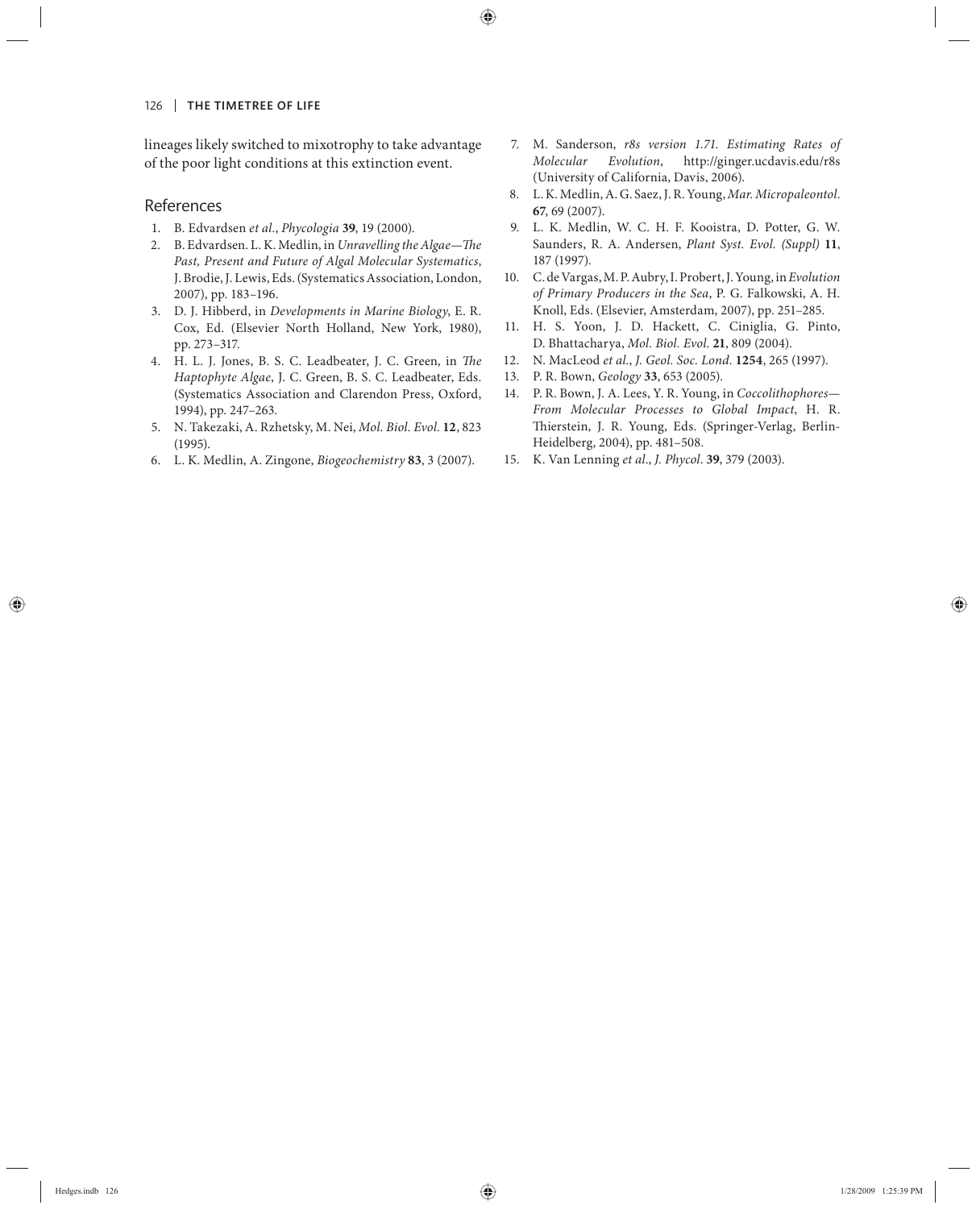lineages likely switched to mixotrophy to take advantage of the poor light conditions at this extinction event.

## References

1. B. Edvardsen *et al*., *Phycologia* **39**, 19 (2000).
2. B. Edvardsen. L. K. Medlin, in *Unravelling the Algae—The Past, Present and Future of Algal Molecular Systematics*, J. Brodie, J. Lewis, Eds. (Systematics Association, London, 2007), pp. 183–196.
3. D. J. Hibberd, in *Developments in Marine Biology*, E. R. Cox, Ed. (Elsevier North Holland, New York, 1980), pp. 273–317.
4. H. L. J. Jones, B. S. C. Leadbeater, J. C. Green, in *The Haptophyte Algae*, J. C. Green, B. S. C. Leadbeater, Eds. (Systematics Association and Clarendon Press, Oxford, 1994), pp. 247–263.
5. N. Takezaki, A. Rzhetsky, M. Nei, *Mol. Biol. Evol.* **12**, 823 (1995).
6. L. K. Medlin, A. Zingone, *Biogeochemistry* **83**, 3 (2007).
7. M. Sanderson, *r8s version 1.71. Estimating Rates of Molecular Evolution*, http://ginger.ucdavis.edu/r8s (University of California, Davis, 2006).
8. L. K. Medlin, A. G. Saez, J. R. Young, *Mar. Micropaleontol.* **67**, 69 (2007).
9. L. K. Medlin, W. C. H. F. Kooistra, D. Potter, G. W. Saunders, R. A. Andersen, *Plant Syst. Evol. (Suppl)* **11**, 187 (1997).
10. C. de Vargas, M. P. Aubry, I. Probert, J. Young, in *Evolution of Primary Producers in the Sea*, P. G. Falkowski, A. H. Knoll, Eds. (Elsevier, Amsterdam, 2007), pp. 251–285.
11. H. S. Yoon, J. D. Hackett, C. Ciniglia, G. Pinto, D. Bhattacharya, *Mol. Biol. Evol.* **21**, 809 (2004).
12. N. MacLeod *et al.*, *J. Geol. Soc. Lond.* **1254**, 265 (1997).
13. P. R. Bown, *Geology* **33**, 653 (2005).
14. P. R. Bown, J. A. Lees, Y. R. Young, in *Coccolithophores—From Molecular Processes to Global Impact*, H. R. Thierstein, J. R. Young, Eds. (Springer-Verlag, Berlin-Heidelberg, 2004), pp. 481–508.
15. K. Van Lenning *et al*., *J. Phycol.* **39**, 379 (2003).